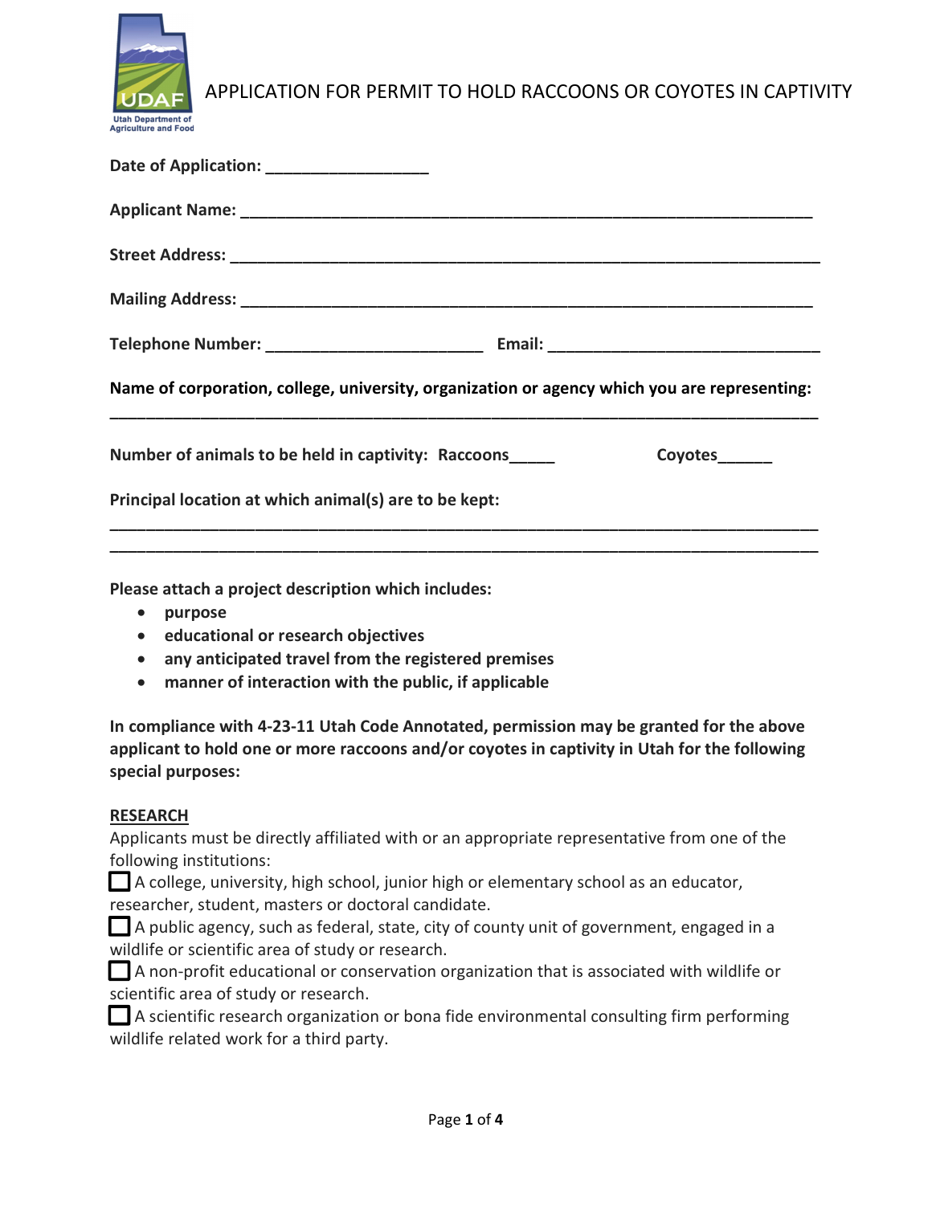# APPLICATION FOR PERMIT TO HOLD RACCOONS OR COYOTES IN CAPTIVITY

**Date of Application:** __________________

**Applicant Name:** ________________________________________________________________

**Street Address:** ________________________________________________________________

**Mailing Address:** ________________________________________________________________

**Telephone Number:** ________________________ **Email:** ______________________________

**Name of corporation, college, university, organization or agency which you are representing:**

______________________________________________________________________________

**Number of animals to be held in captivity: Raccoons_____ Coyotes______**

**Principal location at which animal(s) are to be kept:**

______________________________________________________________________________

______________________________________________________________________________

**Please attach a project description which includes:**

- **purpose**
- **educational or research objectives**
- **any anticipated travel from the registered premises**
- **manner of interaction with the public, if applicable**

**In compliance with 4-23-11 Utah Code Annotated, permission may be granted for the above applicant to hold one or more raccoons and/or coyotes in captivity in Utah for the following special purposes:**

**RESEARCH**

Applicants must be directly affiliated with or an appropriate representative from one of the following institutions:

☐ A college, university, high school, junior high or elementary school as an educator, researcher, student, masters or doctoral candidate.

☐ A public agency, such as federal, state, city of county unit of government, engaged in a wildlife or scientific area of study or research.

☐ A non-profit educational or conservation organization that is associated with wildlife or scientific area of study or research.

☐ A scientific research organization or bona fide environmental consulting firm performing wildlife related work for a third party.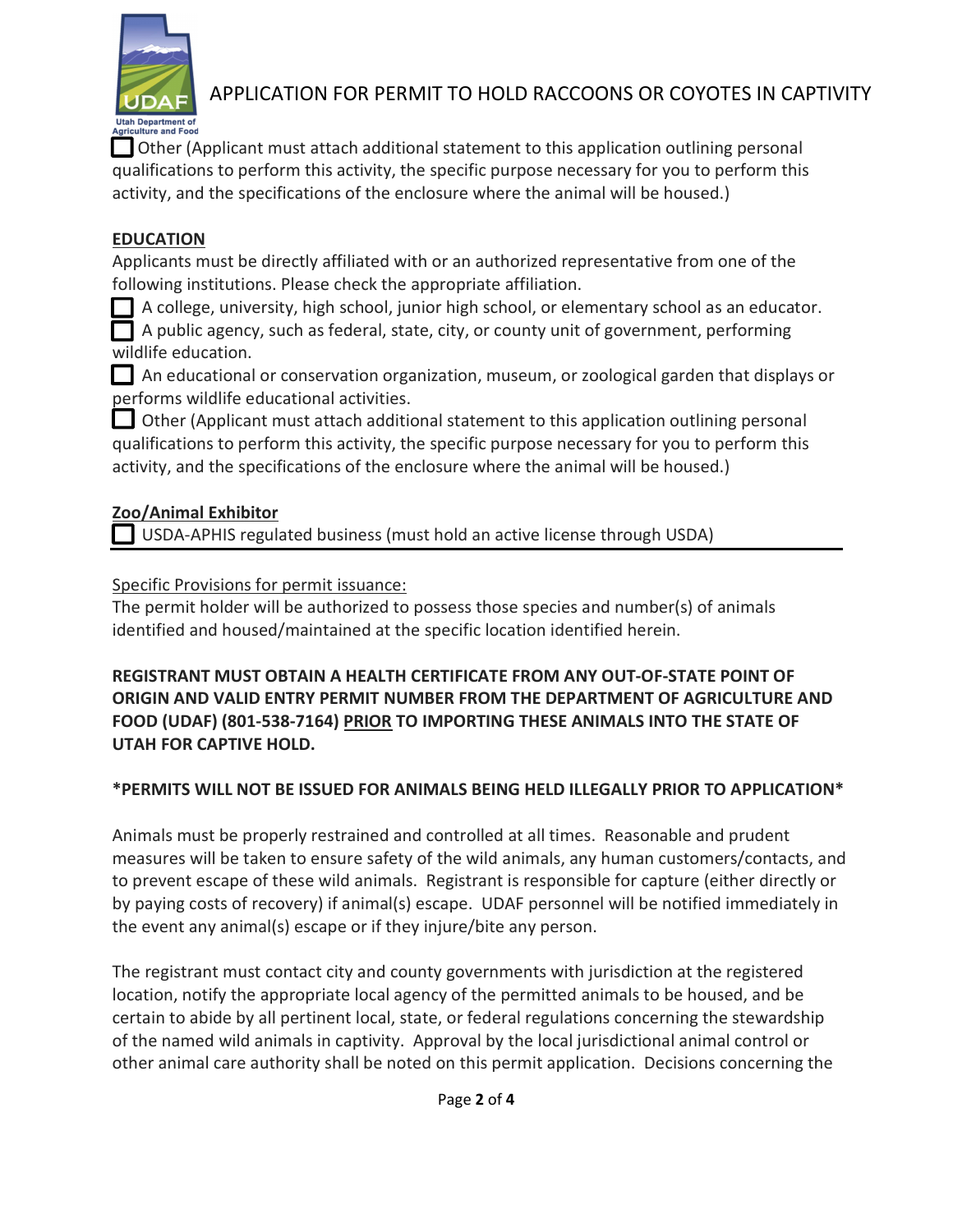APPLICATION FOR PERMIT TO HOLD RACCOONS OR COYOTES IN CAPTIVITY

☐ Other (Applicant must attach additional statement to this application outlining personal qualifications to perform this activity, the specific purpose necessary for you to perform this activity, and the specifications of the enclosure where the animal will be housed.)

**EDUCATION**

Applicants must be directly affiliated with or an authorized representative from one of the following institutions. Please check the appropriate affiliation.

☐ A college, university, high school, junior high school, or elementary school as an educator.

☐ A public agency, such as federal, state, city, or county unit of government, performing wildlife education.

☐ An educational or conservation organization, museum, or zoological garden that displays or performs wildlife educational activities.

☐ Other (Applicant must attach additional statement to this application outlining personal qualifications to perform this activity, the specific purpose necessary for you to perform this activity, and the specifications of the enclosure where the animal will be housed.)

**Zoo/Animal Exhibitor**

☐ USDA-APHIS regulated business (must hold an active license through USDA)

---

Specific Provisions for permit issuance:

The permit holder will be authorized to possess those species and number(s) of animals identified and housed/maintained at the specific location identified herein.

**REGISTRANT MUST OBTAIN A HEALTH CERTIFICATE FROM ANY OUT-OF-STATE POINT OF ORIGIN AND VALID ENTRY PERMIT NUMBER FROM THE DEPARTMENT OF AGRICULTURE AND FOOD (UDAF) (801-538-7164) PRIOR TO IMPORTING THESE ANIMALS INTO THE STATE OF UTAH FOR CAPTIVE HOLD.**

**\*PERMITS WILL NOT BE ISSUED FOR ANIMALS BEING HELD ILLEGALLY PRIOR TO APPLICATION\***

Animals must be properly restrained and controlled at all times. Reasonable and prudent measures will be taken to ensure safety of the wild animals, any human customers/contacts, and to prevent escape of these wild animals. Registrant is responsible for capture (either directly or by paying costs of recovery) if animal(s) escape. UDAF personnel will be notified immediately in the event any animal(s) escape or if they injure/bite any person.

The registrant must contact city and county governments with jurisdiction at the registered location, notify the appropriate local agency of the permitted animals to be housed, and be certain to abide by all pertinent local, state, or federal regulations concerning the stewardship of the named wild animals in captivity. Approval by the local jurisdictional animal control or other animal care authority shall be noted on this permit application. Decisions concerning the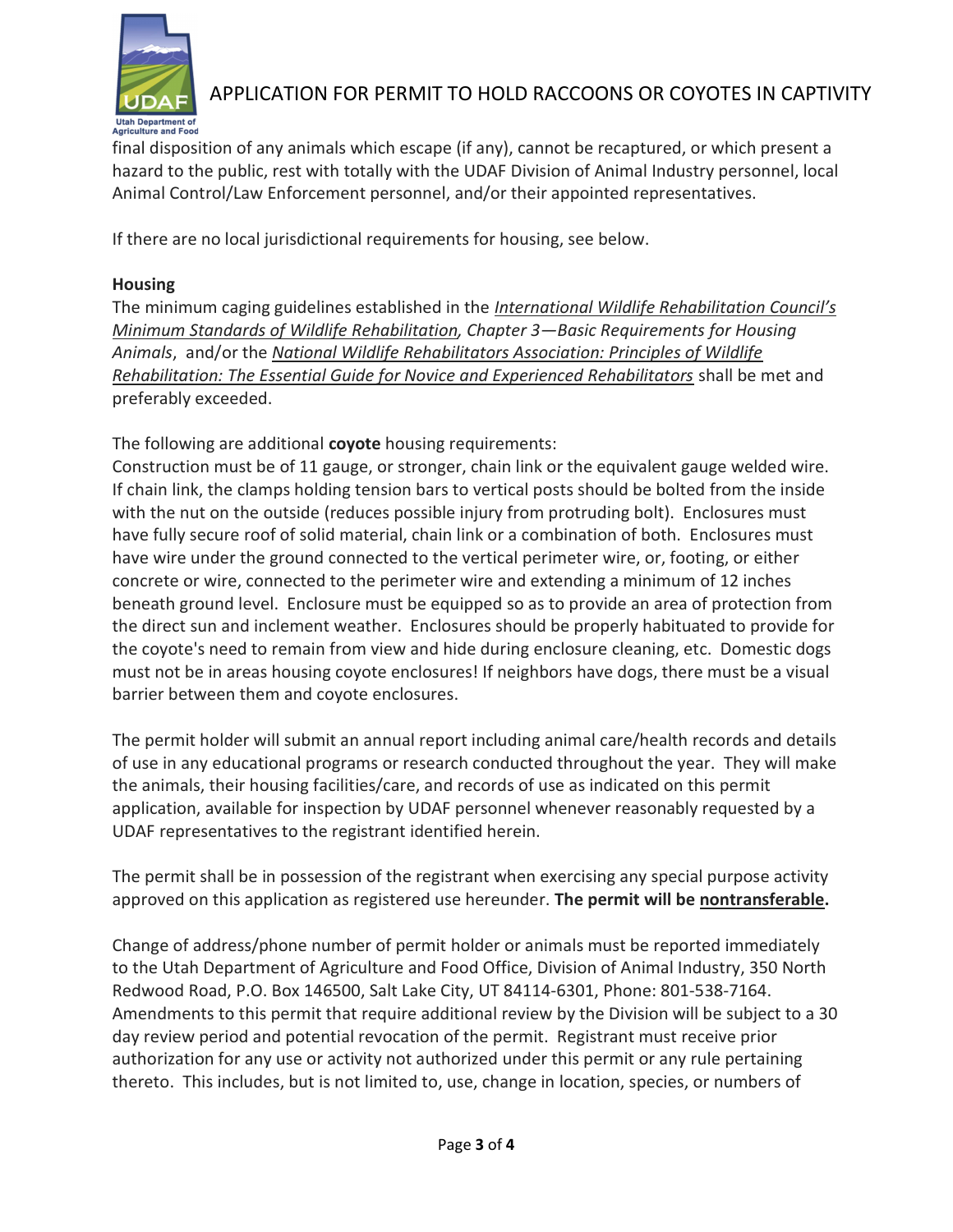final disposition of any animals which escape (if any), cannot be recaptured, or which present a hazard to the public, rest with totally with the UDAF Division of Animal Industry personnel, local Animal Control/Law Enforcement personnel, and/or their appointed representatives.

If there are no local jurisdictional requirements for housing, see below.

**Housing**

The minimum caging guidelines established in the *International Wildlife Rehabilitation Council's Minimum Standards of Wildlife Rehabilitation, Chapter 3—Basic Requirements for Housing Animals*, and/or the *National Wildlife Rehabilitators Association: Principles of Wildlife Rehabilitation: The Essential Guide for Novice and Experienced Rehabilitators* shall be met and preferably exceeded.

The following are additional **coyote** housing requirements:

Construction must be of 11 gauge, or stronger, chain link or the equivalent gauge welded wire. If chain link, the clamps holding tension bars to vertical posts should be bolted from the inside with the nut on the outside (reduces possible injury from protruding bolt). Enclosures must have fully secure roof of solid material, chain link or a combination of both. Enclosures must have wire under the ground connected to the vertical perimeter wire, or, footing, or either concrete or wire, connected to the perimeter wire and extending a minimum of 12 inches beneath ground level. Enclosure must be equipped so as to provide an area of protection from the direct sun and inclement weather. Enclosures should be properly habituated to provide for the coyote's need to remain from view and hide during enclosure cleaning, etc. Domestic dogs must not be in areas housing coyote enclosures! If neighbors have dogs, there must be a visual barrier between them and coyote enclosures.

The permit holder will submit an annual report including animal care/health records and details of use in any educational programs or research conducted throughout the year. They will make the animals, their housing facilities/care, and records of use as indicated on this permit application, available for inspection by UDAF personnel whenever reasonably requested by a UDAF representatives to the registrant identified herein.

The permit shall be in possession of the registrant when exercising any special purpose activity approved on this application as registered use hereunder. **The permit will be nontransferable.**

Change of address/phone number of permit holder or animals must be reported immediately to the Utah Department of Agriculture and Food Office, Division of Animal Industry, 350 North Redwood Road, P.O. Box 146500, Salt Lake City, UT 84114-6301, Phone: 801-538-7164. Amendments to this permit that require additional review by the Division will be subject to a 30 day review period and potential revocation of the permit. Registrant must receive prior authorization for any use or activity not authorized under this permit or any rule pertaining thereto. This includes, but is not limited to, use, change in location, species, or numbers of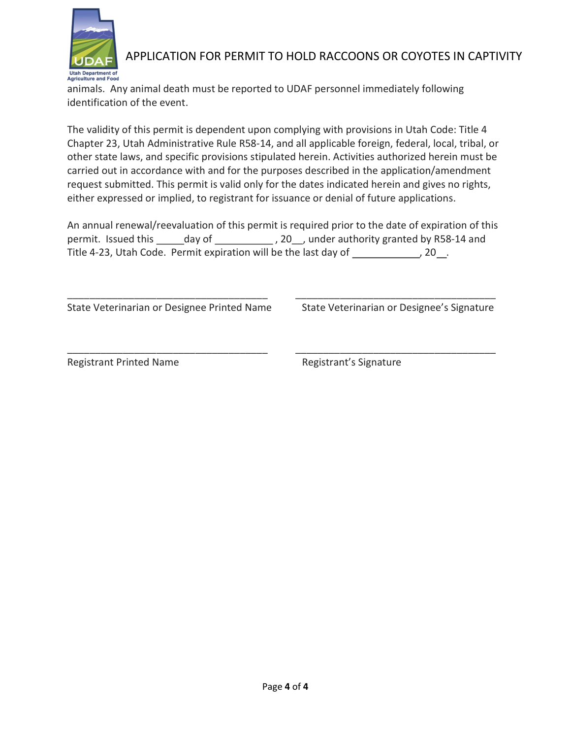animals. Any animal death must be reported to UDAF personnel immediately following identification of the event.

The validity of this permit is dependent upon complying with provisions in Utah Code: Title 4 Chapter 23, Utah Administrative Rule R58-14, and all applicable foreign, federal, local, tribal, or other state laws, and specific provisions stipulated herein. Activities authorized herein must be carried out in accordance with and for the purposes described in the application/amendment request submitted. This permit is valid only for the dates indicated herein and gives no rights, either expressed or implied, to registrant for issuance or denial of future applications.

An annual renewal/reevaluation of this permit is required prior to the date of expiration of this permit. Issued this _____day of __________ , 20__, under authority granted by R58-14 and Title 4-23, Utah Code. Permit expiration will be the last day of ____________, 20__.

___________________________________ ___________________________________

State Veterinarian or Designee Printed Name State Veterinarian or Designee's Signature

___________________________________ ___________________________________

Registrant Printed Name Registrant's Signature